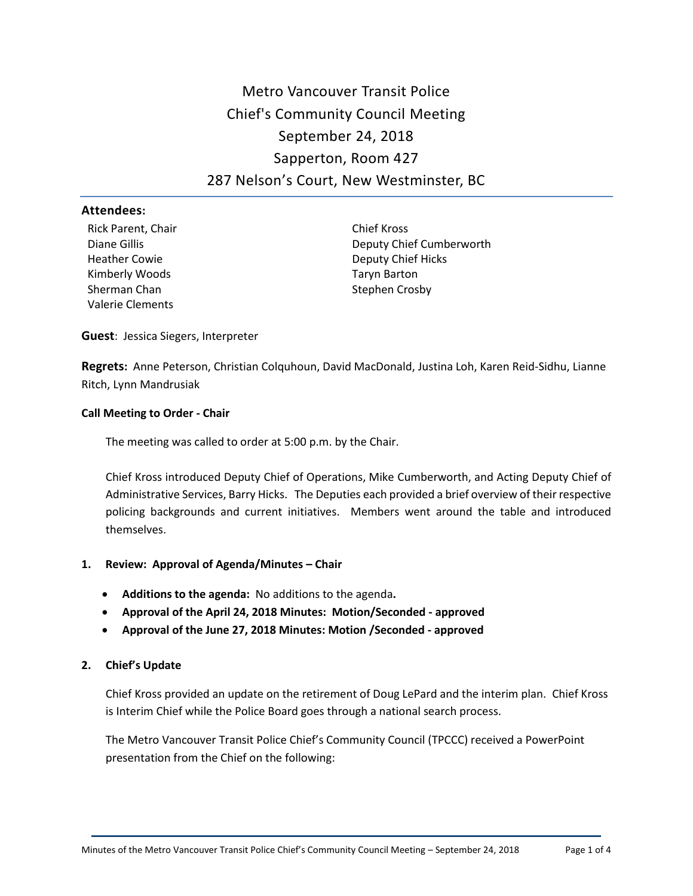# Metro Vancouver Transit Police
# Chief's Community Council Meeting
# September 24, 2018
# Sapperton, Room 427
# 287 Nelson's Court, New Westminster, BC

## Attendees:

Rick Parent, Chair
Diane Gillis
Heather Cowie
Kimberly Woods
Sherman Chan
Valerie Clements
Chief Kross
Deputy Chief Cumberworth
Deputy Chief Hicks
Taryn Barton
Stephen Crosby

**Guest**: Jessica Siegers, Interpreter

**Regrets:** Anne Peterson, Christian Colquhoun, David MacDonald, Justina Loh, Karen Reid-Sidhu, Lianne Ritch, Lynn Mandrusiak

**Call Meeting to Order - Chair**

The meeting was called to order at 5:00 p.m. by the Chair.

Chief Kross introduced Deputy Chief of Operations, Mike Cumberworth, and Acting Deputy Chief of Administrative Services, Barry Hicks. The Deputies each provided a brief overview of their respective policing backgrounds and current initiatives. Members went around the table and introduced themselves.

**1. Review: Approval of Agenda/Minutes – Chair**

- **Additions to the agenda:** No additions to the agenda**.**
- **Approval of the April 24, 2018 Minutes: Motion/Seconded - approved**
- **Approval of the June 27, 2018 Minutes: Motion /Seconded - approved**

**2. Chief's Update**

Chief Kross provided an update on the retirement of Doug LePard and the interim plan. Chief Kross is Interim Chief while the Police Board goes through a national search process.

The Metro Vancouver Transit Police Chief's Community Council (TPCCC) received a PowerPoint presentation from the Chief on the following: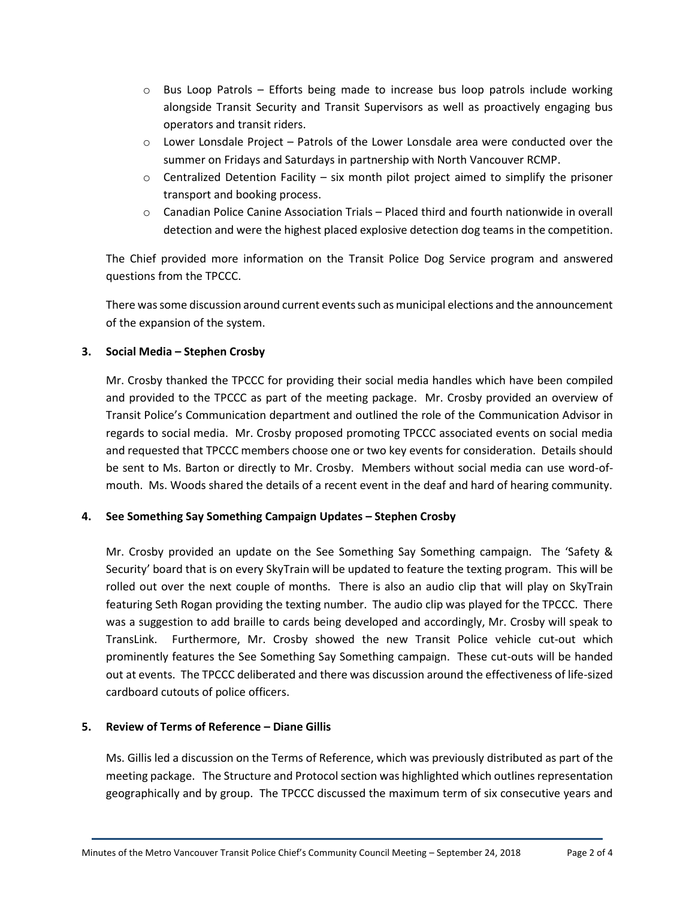- Bus Loop Patrols – Efforts being made to increase bus loop patrols include working alongside Transit Security and Transit Supervisors as well as proactively engaging bus operators and transit riders.
- Lower Lonsdale Project – Patrols of the Lower Lonsdale area were conducted over the summer on Fridays and Saturdays in partnership with North Vancouver RCMP.
- Centralized Detention Facility – six month pilot project aimed to simplify the prisoner transport and booking process.
- Canadian Police Canine Association Trials – Placed third and fourth nationwide in overall detection and were the highest placed explosive detection dog teams in the competition.

The Chief provided more information on the Transit Police Dog Service program and answered questions from the TPCCC.

There was some discussion around current events such as municipal elections and the announcement of the expansion of the system.

**3. Social Media – Stephen Crosby**

Mr. Crosby thanked the TPCCC for providing their social media handles which have been compiled and provided to the TPCCC as part of the meeting package. Mr. Crosby provided an overview of Transit Police's Communication department and outlined the role of the Communication Advisor in regards to social media. Mr. Crosby proposed promoting TPCCC associated events on social media and requested that TPCCC members choose one or two key events for consideration. Details should be sent to Ms. Barton or directly to Mr. Crosby. Members without social media can use word-of-mouth. Ms. Woods shared the details of a recent event in the deaf and hard of hearing community.

**4. See Something Say Something Campaign Updates – Stephen Crosby**

Mr. Crosby provided an update on the See Something Say Something campaign. The 'Safety & Security' board that is on every SkyTrain will be updated to feature the texting program. This will be rolled out over the next couple of months. There is also an audio clip that will play on SkyTrain featuring Seth Rogan providing the texting number. The audio clip was played for the TPCCC. There was a suggestion to add braille to cards being developed and accordingly, Mr. Crosby will speak to TransLink. Furthermore, Mr. Crosby showed the new Transit Police vehicle cut-out which prominently features the See Something Say Something campaign. These cut-outs will be handed out at events. The TPCCC deliberated and there was discussion around the effectiveness of life-sized cardboard cutouts of police officers.

**5. Review of Terms of Reference – Diane Gillis**

Ms. Gillis led a discussion on the Terms of Reference, which was previously distributed as part of the meeting package. The Structure and Protocol section was highlighted which outlines representation geographically and by group. The TPCCC discussed the maximum term of six consecutive years and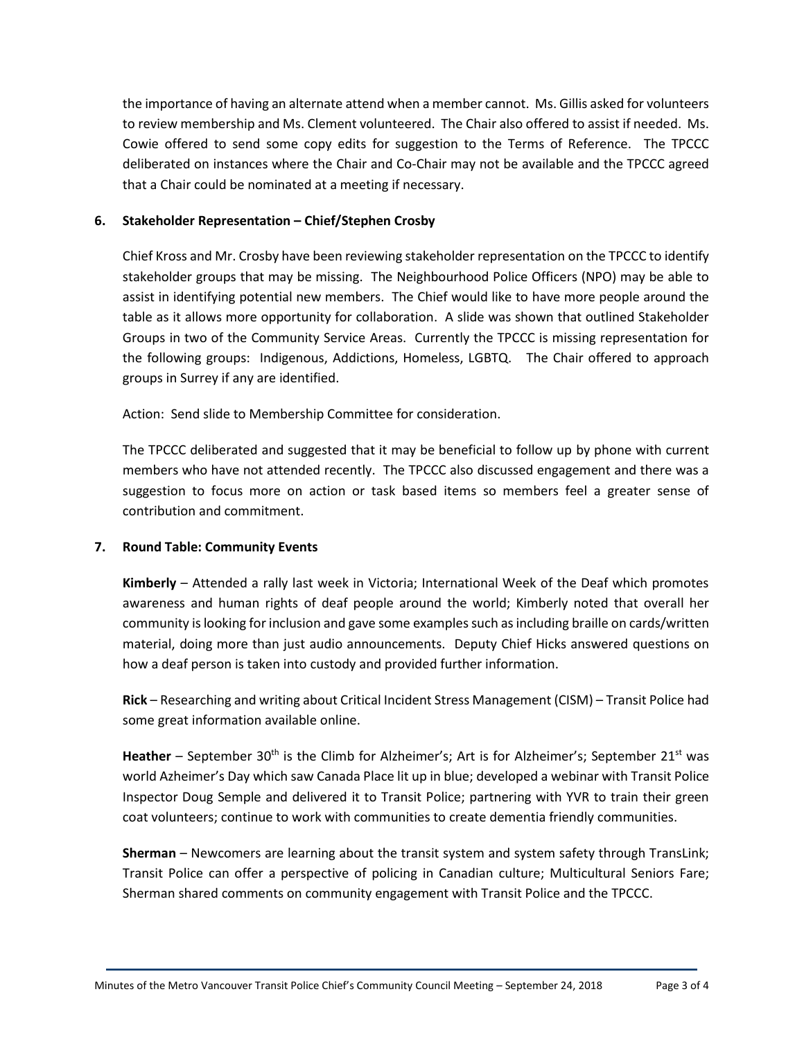the importance of having an alternate attend when a member cannot. Ms. Gillis asked for volunteers to review membership and Ms. Clement volunteered. The Chair also offered to assist if needed. Ms. Cowie offered to send some copy edits for suggestion to the Terms of Reference. The TPCCC deliberated on instances where the Chair and Co-Chair may not be available and the TPCCC agreed that a Chair could be nominated at a meeting if necessary.

**6. Stakeholder Representation – Chief/Stephen Crosby**

Chief Kross and Mr. Crosby have been reviewing stakeholder representation on the TPCCC to identify stakeholder groups that may be missing. The Neighbourhood Police Officers (NPO) may be able to assist in identifying potential new members. The Chief would like to have more people around the table as it allows more opportunity for collaboration. A slide was shown that outlined Stakeholder Groups in two of the Community Service Areas. Currently the TPCCC is missing representation for the following groups: Indigenous, Addictions, Homeless, LGBTQ. The Chair offered to approach groups in Surrey if any are identified.

Action: Send slide to Membership Committee for consideration.

The TPCCC deliberated and suggested that it may be beneficial to follow up by phone with current members who have not attended recently. The TPCCC also discussed engagement and there was a suggestion to focus more on action or task based items so members feel a greater sense of contribution and commitment.

**7. Round Table: Community Events**

**Kimberly** – Attended a rally last week in Victoria; International Week of the Deaf which promotes awareness and human rights of deaf people around the world; Kimberly noted that overall her community is looking for inclusion and gave some examples such as including braille on cards/written material, doing more than just audio announcements. Deputy Chief Hicks answered questions on how a deaf person is taken into custody and provided further information.

**Rick** – Researching and writing about Critical Incident Stress Management (CISM) – Transit Police had some great information available online.

**Heather** – September 30th is the Climb for Alzheimer's; Art is for Alzheimer's; September 21st was world Azheimer's Day which saw Canada Place lit up in blue; developed a webinar with Transit Police Inspector Doug Semple and delivered it to Transit Police; partnering with YVR to train their green coat volunteers; continue to work with communities to create dementia friendly communities.

**Sherman** – Newcomers are learning about the transit system and system safety through TransLink; Transit Police can offer a perspective of policing in Canadian culture; Multicultural Seniors Fare; Sherman shared comments on community engagement with Transit Police and the TPCCC.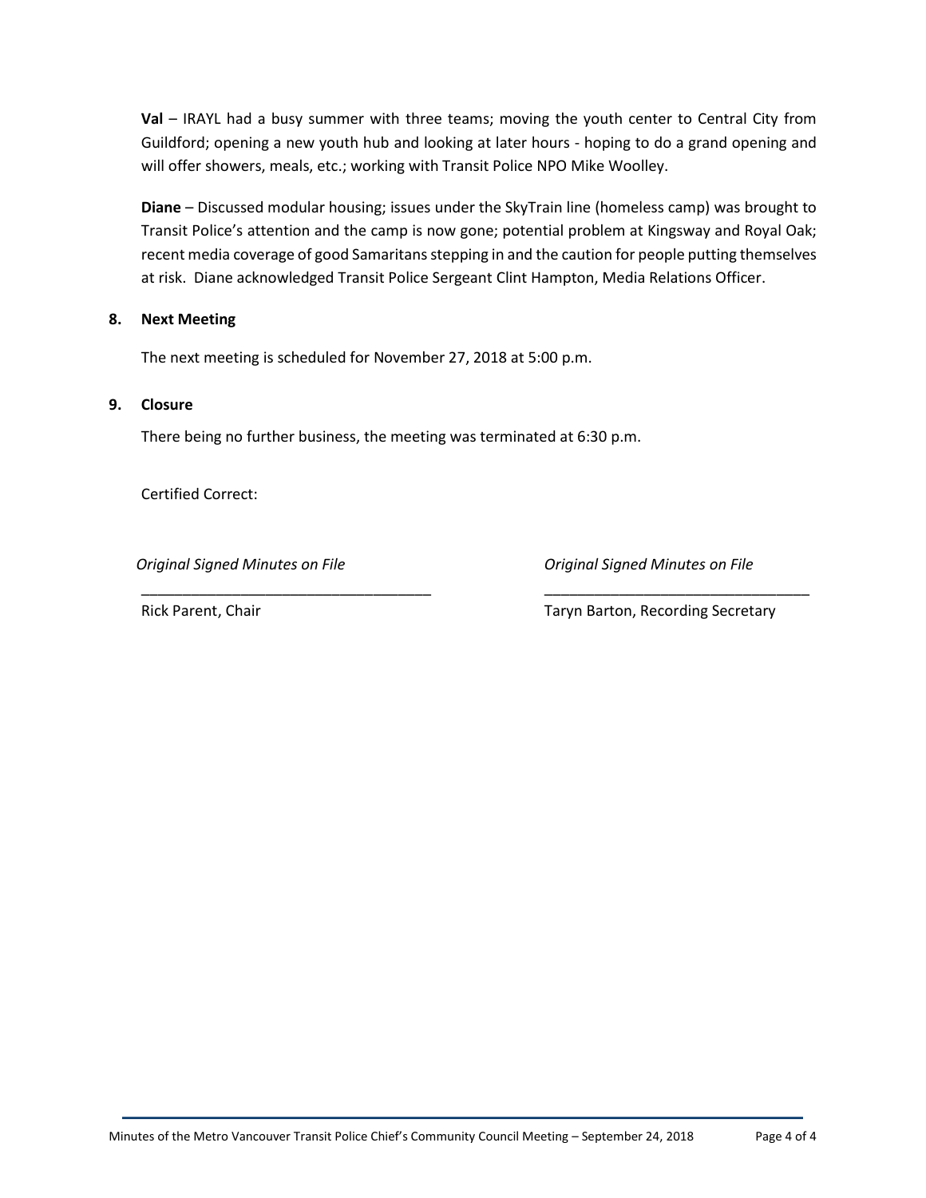**Val** – IRAYL had a busy summer with three teams; moving the youth center to Central City from Guildford; opening a new youth hub and looking at later hours - hoping to do a grand opening and will offer showers, meals, etc.; working with Transit Police NPO Mike Woolley.

**Diane** – Discussed modular housing; issues under the SkyTrain line (homeless camp) was brought to Transit Police's attention and the camp is now gone; potential problem at Kingsway and Royal Oak; recent media coverage of good Samaritans stepping in and the caution for people putting themselves at risk. Diane acknowledged Transit Police Sergeant Clint Hampton, Media Relations Officer.

## 8. Next Meeting

The next meeting is scheduled for November 27, 2018 at 5:00 p.m.

## 9. Closure

There being no further business, the meeting was terminated at 6:30 p.m.

Certified Correct:

*Original Signed Minutes on File*

___________________________________

Rick Parent, Chair

*Original Signed Minutes on File*

___________________________________

Taryn Barton, Recording Secretary